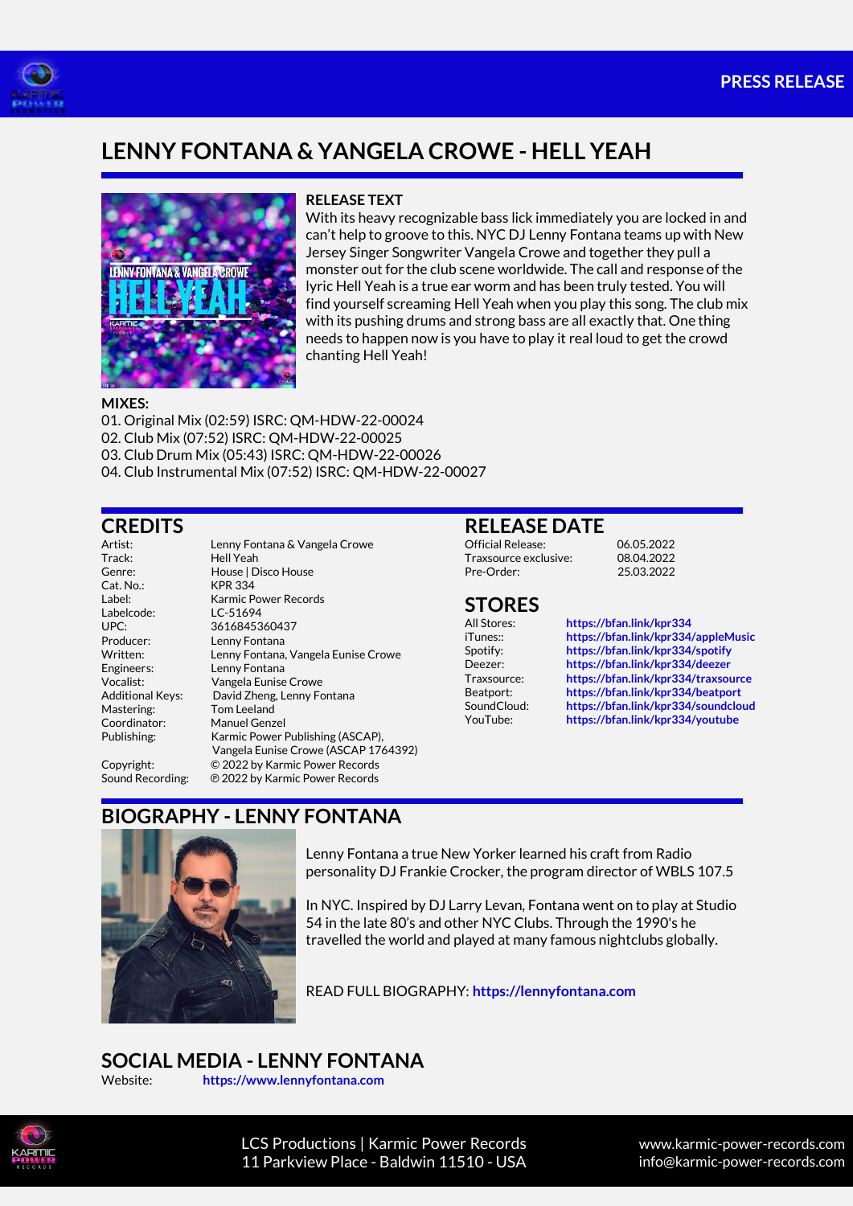PRESS RELEASE

# LENNY FONTANA & YANGELA CROWE - HELL YEAH

**RELEASE TEXT**

With its heavy recognizable bass lick immediately you are locked in and can't help to groove to this. NYC DJ Lenny Fontana teams up with New Jersey Singer Songwriter Vangela Crowe and together they pull a monster out for the club scene worldwide. The call and response of the lyric Hell Yeah is a true ear worm and has been truly tested. You will find yourself screaming Hell Yeah when you play this song. The club mix with its pushing drums and strong bass are all exactly that. One thing needs to happen now is you have to play it real loud to get the crowd chanting Hell Yeah!

**MIXES:**

01. Original Mix (02:59) ISRC: QM-HDW-22-00024
02. Club Mix (07:52) ISRC: QM-HDW-22-00025
03. Club Drum Mix (05:43) ISRC: QM-HDW-22-00026
04. Club Instrumental Mix (07:52) ISRC: QM-HDW-22-00027

## CREDITS

| | |
|---|---|
| Artist: | Lenny Fontana & Vangela Crowe |
| Track: | Hell Yeah |
| Genre: | House \| Disco House |
| Cat. No.: | KPR 334 |
| Label: | Karmic Power Records |
| Labelcode: | LC-51694 |
| UPC: | 3616845360437 |
| Producer: | Lenny Fontana |
| Written: | Lenny Fontana, Vangela Eunise Crowe |
| Engineers: | Lenny Fontana |
| Vocalist: | Vangela Eunise Crowe |
| Additional Keys: | David Zheng, Lenny Fontana |
| Mastering: | Tom Leeland |
| Coordinator: | Manuel Genzel |
| Publishing: | Karmic Power Publishing (ASCAP), Vangela Eunise Crowe (ASCAP 1764392) |
| Copyright: | © 2022 by Karmic Power Records |
| Sound Recording: | ℗ 2022 by Karmic Power Records |

## RELEASE DATE

| | |
|---|---|
| Official Release: | 06.05.2022 |
| Traxsource exclusive: | 08.04.2022 |
| Pre-Order: | 25.03.2022 |

## STORES

| | |
|---|---|
| All Stores: | https://bfan.link/kpr334 |
| iTunes:: | https://bfan.link/kpr334/appleMusic |
| Spotify: | https://bfan.link/kpr334/spotify |
| Deezer: | https://bfan.link/kpr334/deezer |
| Traxsource: | https://bfan.link/kpr334/traxsource |
| Beatport: | https://bfan.link/kpr334/beatport |
| SoundCloud: | https://bfan.link/kpr334/soundcloud |
| YouTube: | https://bfan.link/kpr334/youtube |

## BIOGRAPHY - LENNY FONTANA

Lenny Fontana a true New Yorker learned his craft from Radio personality DJ Frankie Crocker, the program director of WBLS 107.5

In NYC. Inspired by DJ Larry Levan, Fontana went on to play at Studio 54 in the late 80's and other NYC Clubs. Through the 1990's he travelled the world and played at many famous nightclubs globally.

READ FULL BIOGRAPHY: **https://lennyfontana.com**

## SOCIAL MEDIA - LENNY FONTANA

Website: **https://www.lennyfontana.com**

LCS Productions | Karmic Power Records
11 Parkview Place - Baldwin 11510 - USA

www.karmic-power-records.com
info@karmic-power-records.com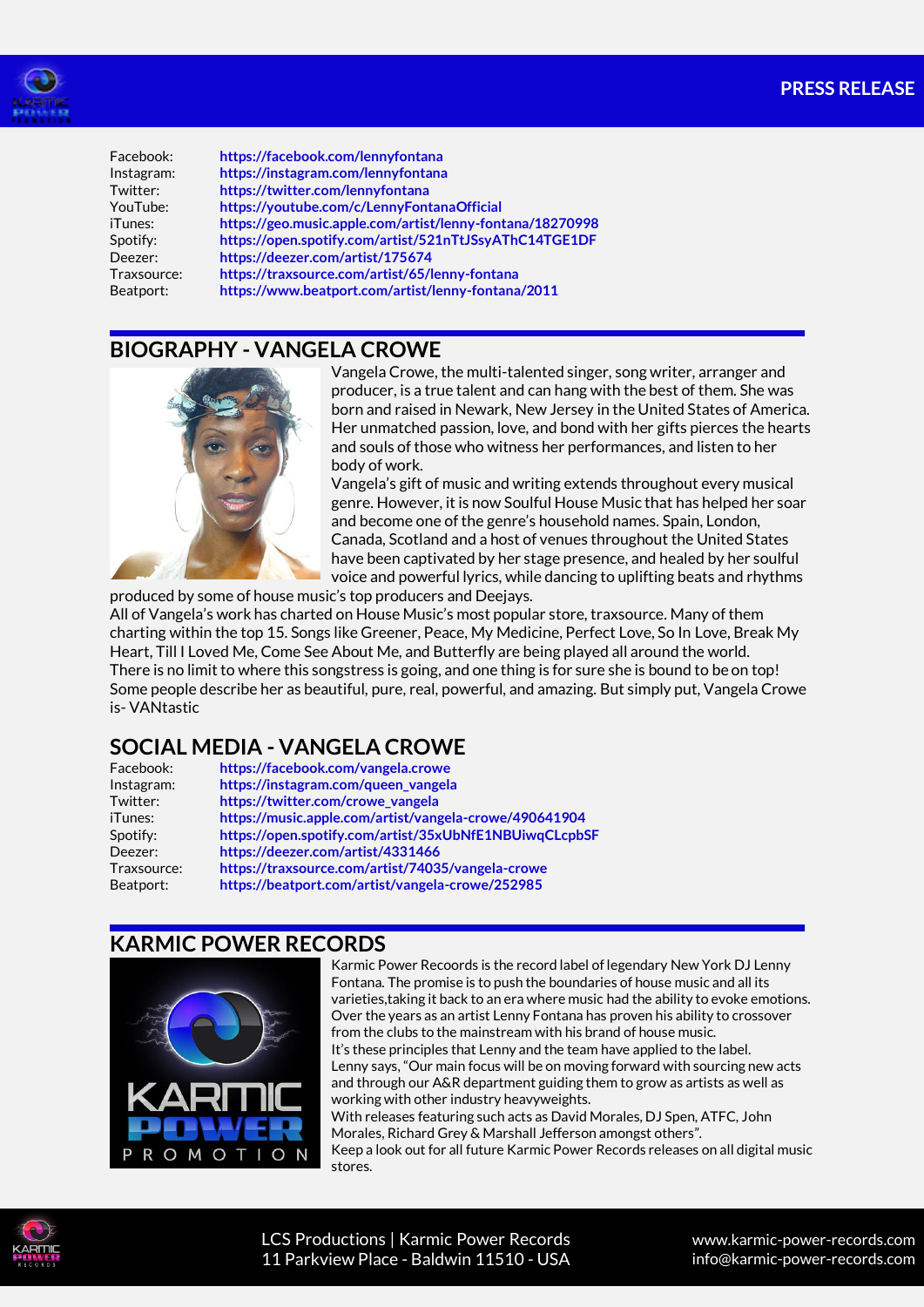| | |
|---|---|
| Facebook: | https://facebook.com/lennyfontana |
| Instagram: | https://instagram.com/lennyfontana |
| Twitter: | https://twitter.com/lennyfontana |
| YouTube: | https://youtube.com/c/LennyFontanaOfficial |
| iTunes: | https://geo.music.apple.com/artist/lenny-fontana/18270998 |
| Spotify: | https://open.spotify.com/artist/521nTtJSsyAThC14TGE1DF |
| Deezer: | https://deezer.com/artist/175674 |
| Traxsource: | https://traxsource.com/artist/65/lenny-fontana |
| Beatport: | https://www.beatport.com/artist/lenny-fontana/2011 |

## BIOGRAPHY - VANGELA CROWE

Vangela Crowe, the multi-talented singer, song writer, arranger and producer, is a true talent and can hang with the best of them. She was born and raised in Newark, New Jersey in the United States of America. Her unmatched passion, love, and bond with her gifts pierces the hearts and souls of those who witness her performances, and listen to her body of work.

Vangela's gift of music and writing extends throughout every musical genre. However, it is now Soulful House Music that has helped her soar and become one of the genre's household names. Spain, London, Canada, Scotland and a host of venues throughout the United States have been captivated by her stage presence, and healed by her soulful voice and powerful lyrics, while dancing to uplifting beats and rhythms produced by some of house music's top producers and Deejays.

All of Vangela's work has charted on House Music's most popular store, traxsource. Many of them charting within the top 15. Songs like Greener, Peace, My Medicine, Perfect Love, So In Love, Break My Heart, Till I Loved Me, Come See About Me, and Butterfly are being played all around the world.

There is no limit to where this songstress is going, and one thing is for sure she is bound to be on top! Some people describe her as beautiful, pure, real, powerful, and amazing. But simply put, Vangela Crowe is- VANtastic

## SOCIAL MEDIA - VANGELA CROWE

| | |
|---|---|
| Facebook: | https://facebook.com/vangela.crowe |
| Instagram: | https://instagram.com/queen_vangela |
| Twitter: | https://twitter.com/crowe_vangela |
| iTunes: | https://music.apple.com/artist/vangela-crowe/490641904 |
| Spotify: | https://open.spotify.com/artist/35xUbNfE1NBUiwqCLcpbSF |
| Deezer: | https://deezer.com/artist/4331466 |
| Traxsource: | https://traxsource.com/artist/74035/vangela-crowe |
| Beatport: | https://beatport.com/artist/vangela-crowe/252985 |

## KARMIC POWER RECORDS

Karmic Power Recoords is the record label of legendary New York DJ Lenny Fontana. The promise is to push the boundaries of house music and all its varieties,taking it back to an era where music had the ability to evoke emotions. Over the years as an artist Lenny Fontana has proven his ability to crossover from the clubs to the mainstream with his brand of house music.

It's these principles that Lenny and the team have applied to the label.

Lenny says, "Our main focus will be on moving forward with sourcing new acts and through our A&R department guiding them to grow as artists as well as working with other industry heavyweights.

With releases featuring such acts as David Morales, DJ Spen, ATFC, John Morales, Richard Grey & Marshall Jefferson amongst others".

Keep a look out for all future Karmic Power Records releases on all digital music stores.

LCS Productions | Karmic Power Records
11 Parkview Place - Baldwin 11510 - USA

www.karmic-power-records.com
info@karmic-power-records.com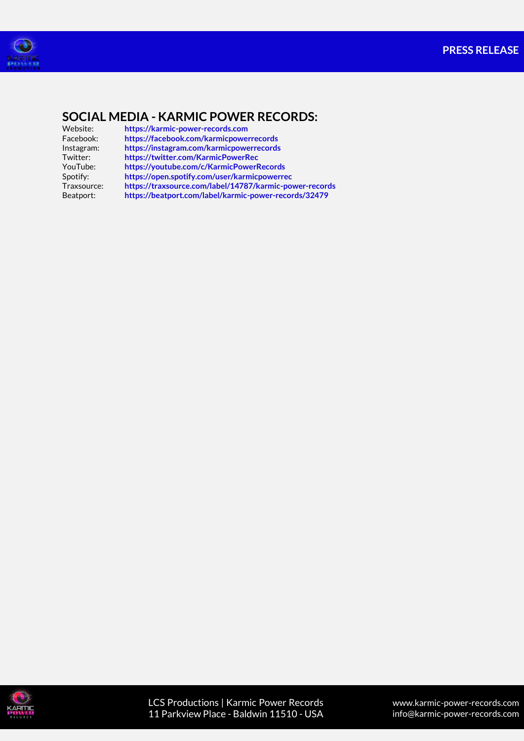## SOCIAL MEDIA - KARMIC POWER RECORDS:

| | |
|---|---|
| Website: | **https://karmic-power-records.com** |
| Facebook: | **https://facebook.com/karmicpowerrecords** |
| Instagram: | **https://instagram.com/karmicpowerrecords** |
| Twitter: | **https://twitter.com/KarmicPowerRec** |
| YouTube: | **https://youtube.com/c/KarmicPowerRecords** |
| Spotify: | **https://open.spotify.com/user/karmicpowerrec** |
| Traxsource: | **https://traxsource.com/label/14787/karmic-power-records** |
| Beatport: | **https://beatport.com/label/karmic-power-records/32479** |